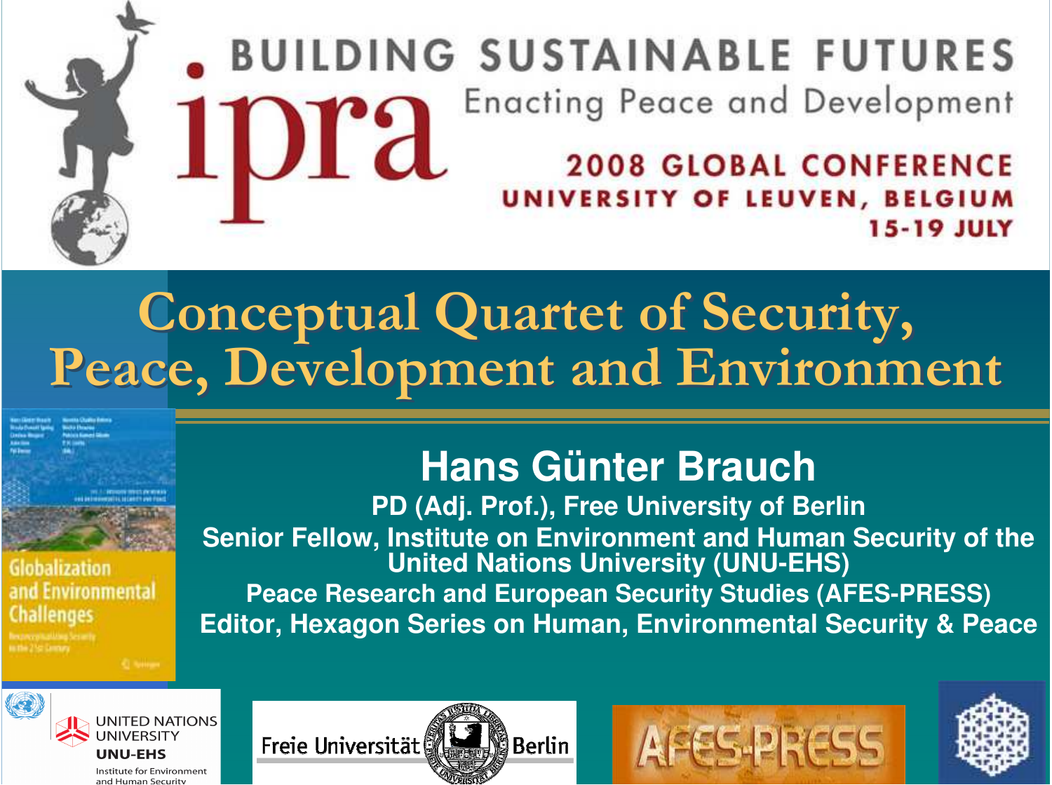BUILDING SUSTAINABLE FUTURES

ipra

Enacting Peace and Development

2008 GLOBAL CONFERENCE
UNIVERSITY OF LEUVEN, BELGIUM
15-19 JULY

# Conceptual Quartet of Security, Peace, Development and Environment

## Hans Günter Brauch

**PD (Adj. Prof.), Free University of Berlin**

**Senior Fellow, Institute on Environment and Human Security of the United Nations University (UNU-EHS)**

**Peace Research and European Security Studies (AFES-PRESS)**

**Editor, Hexagon Series on Human, Environmental Security & Peace**

Globalization and Environmental Challenges

UNITED NATIONS UNIVERSITY
UNU-EHS
Institute for Environment and Human Security

Freie Universität Berlin

AFES-PRESS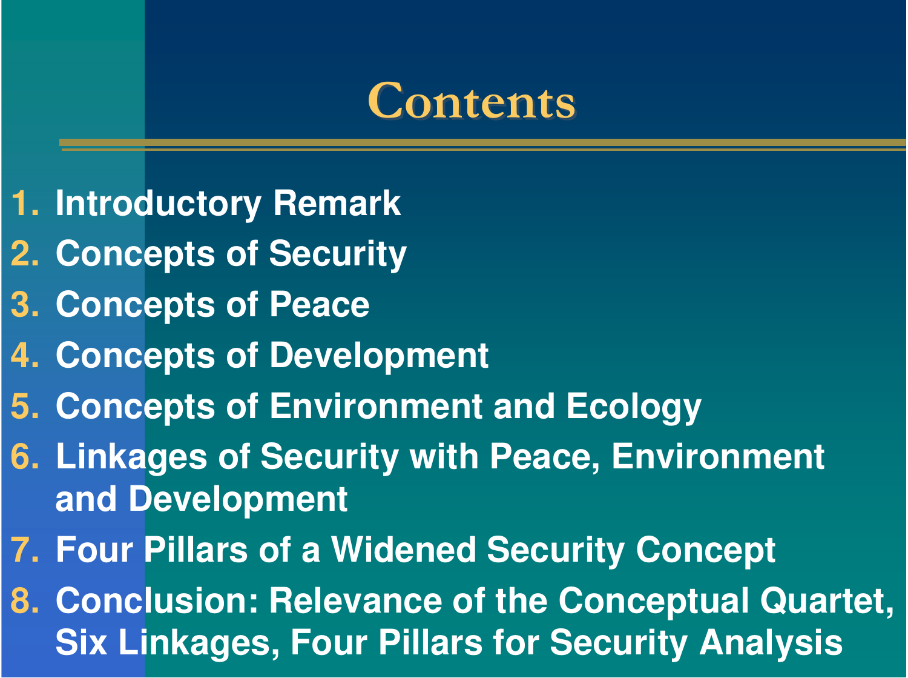# Contents

1. Introductory Remark
2. Concepts of Security
3. Concepts of Peace
4. Concepts of Development
5. Concepts of Environment and Ecology
6. Linkages of Security with Peace, Environment and Development
7. Four Pillars of a Widened Security Concept
8. Conclusion: Relevance of the Conceptual Quartet, Six Linkages, Four Pillars for Security Analysis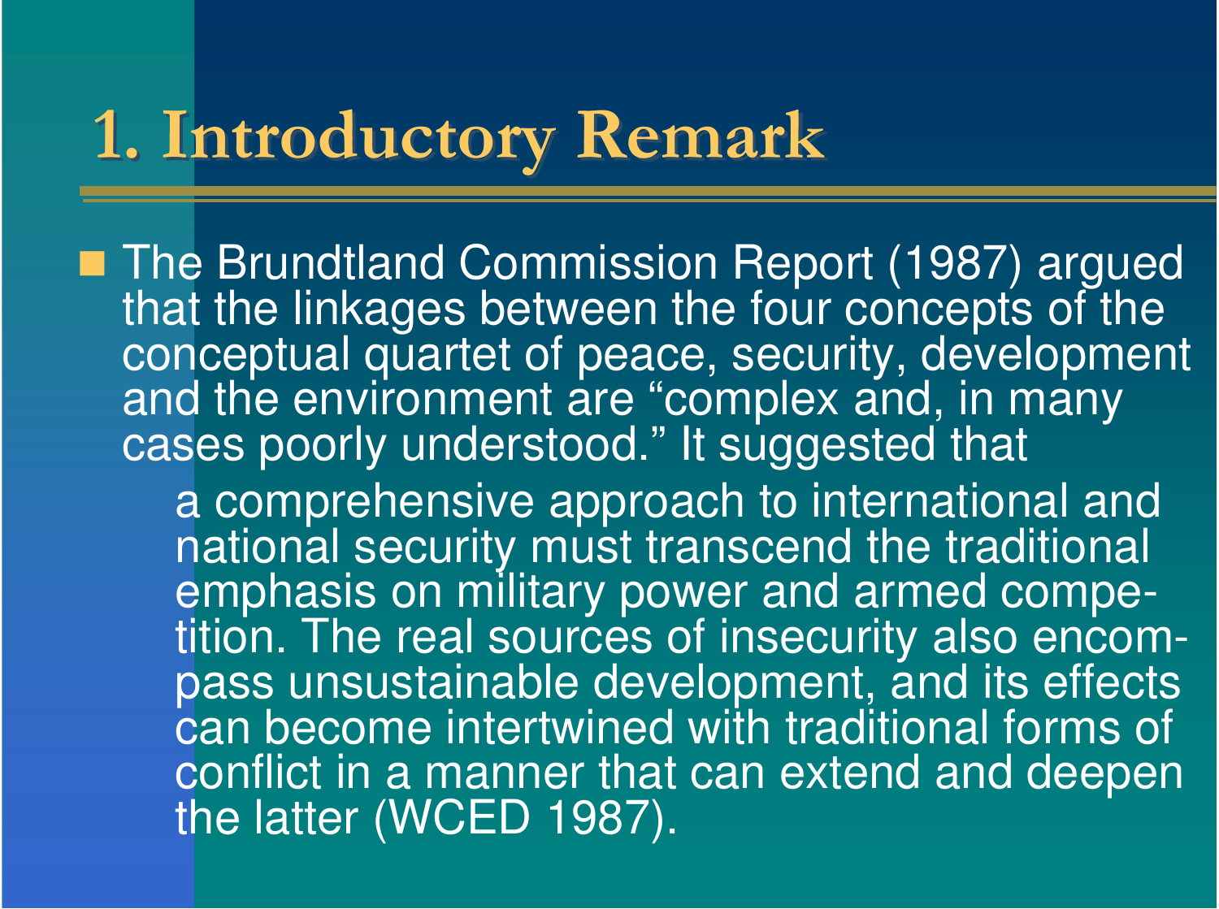# 1. Introductory Remark

- The Brundtland Commission Report (1987) argued that the linkages between the four concepts of the conceptual quartet of peace, security, development and the environment are "complex and, in many cases poorly understood." It suggested that

  > a comprehensive approach to international and national security must transcend the traditional emphasis on military power and armed competition. The real sources of insecurity also encompass unsustainable development, and its effects can become intertwined with traditional forms of conflict in a manner that can extend and deepen the latter (WCED 1987).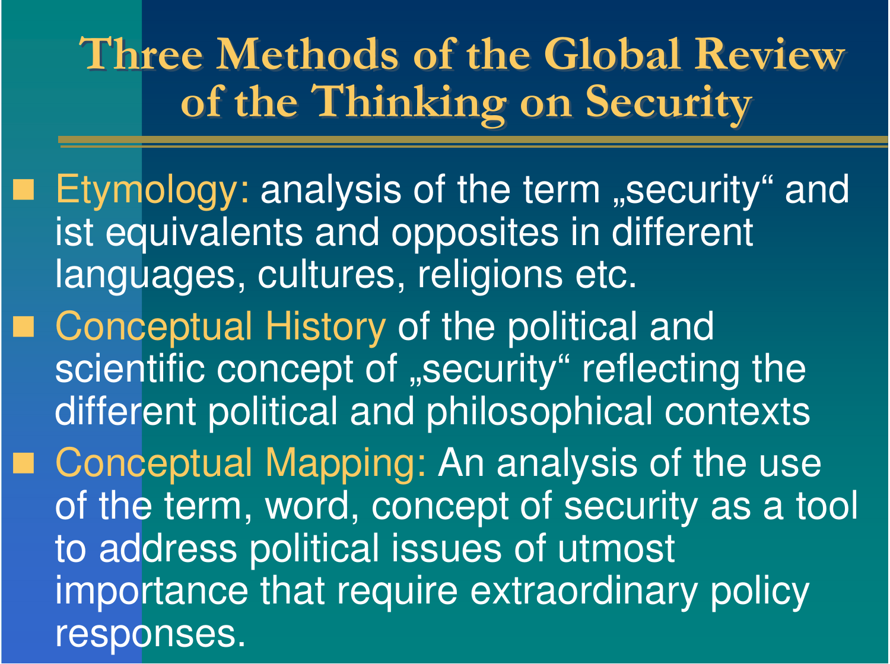# Three Methods of the Global Review of the Thinking on Security

- Etymology: analysis of the term „security“ and ist equivalents and opposites in different languages, cultures, religions etc.
- Conceptual History of the political and scientific concept of „security“ reflecting the different political and philosophical contexts
- Conceptual Mapping: An analysis of the use of the term, word, concept of security as a tool to address political issues of utmost importance that require extraordinary policy responses.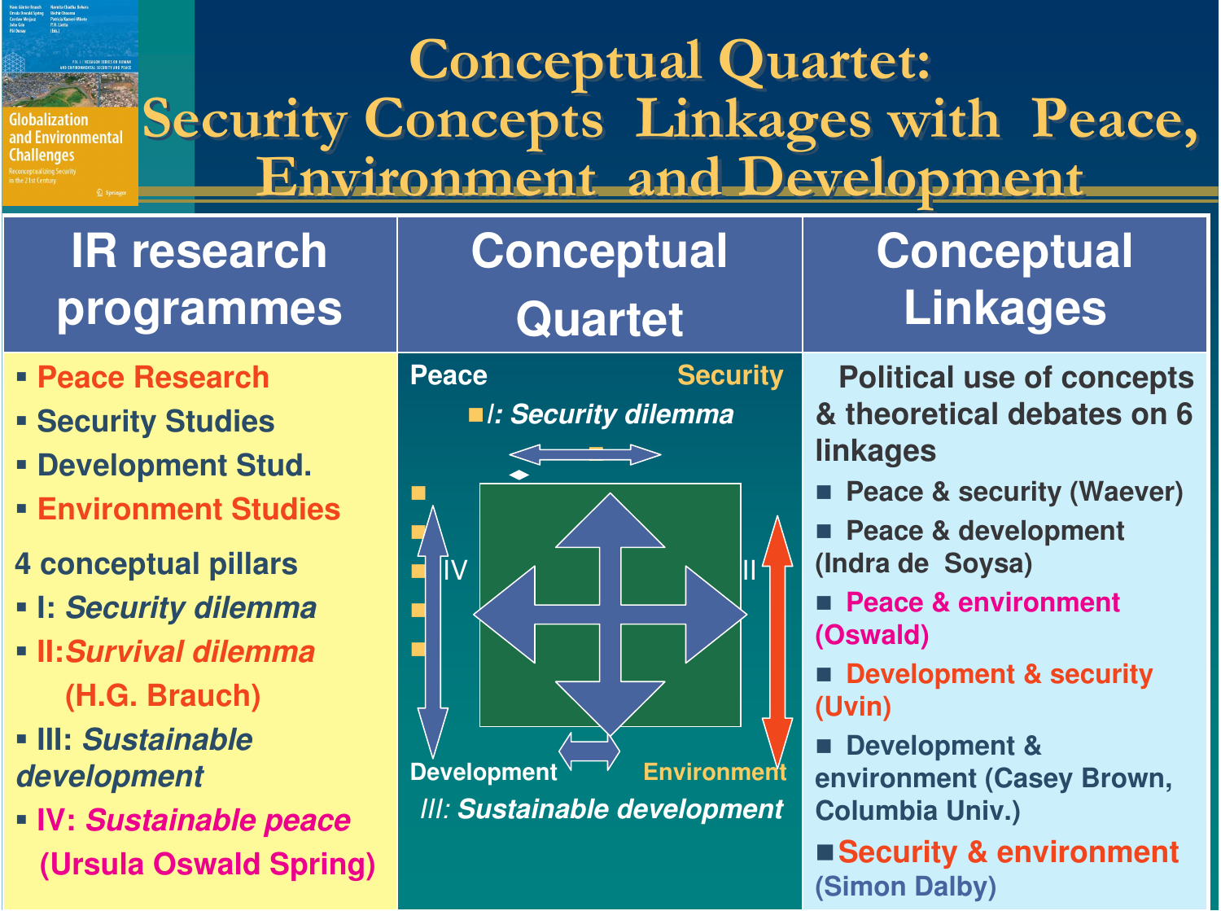# Conceptual Quartet: Security Concepts Linkages with Peace, Environment and Development

| IR research programmes | Conceptual Quartet | Conceptual Linkages |
|---|---|---|
| ▪ Peace Research<br>▪ Security Studies<br>▪ Development Stud.<br>▪ Environment Studies<br><br>4 conceptual pillars<br>▪ I: *Security dilemma*<br>▪ II: *Survival dilemma* (H.G. Brauch)<br>▪ III: *Sustainable development*<br>▪ IV: *Sustainable peace* (Ursula Oswald Spring) | Peace — Security<br>*I: Security dilemma*<br>IV — II<br>Development — Environment<br>*III: Sustainable development* | Political use of concepts & theoretical debates on 6 linkages<br>■ Peace & security (Waever)<br>■ Peace & development (Indra de Soysa)<br>■ Peace & environment (Oswald)<br>■ Development & security (Uvin)<br>■ Development & environment (Casey Brown, Columbia Univ.)<br>■ Security & environment (Simon Dalby) |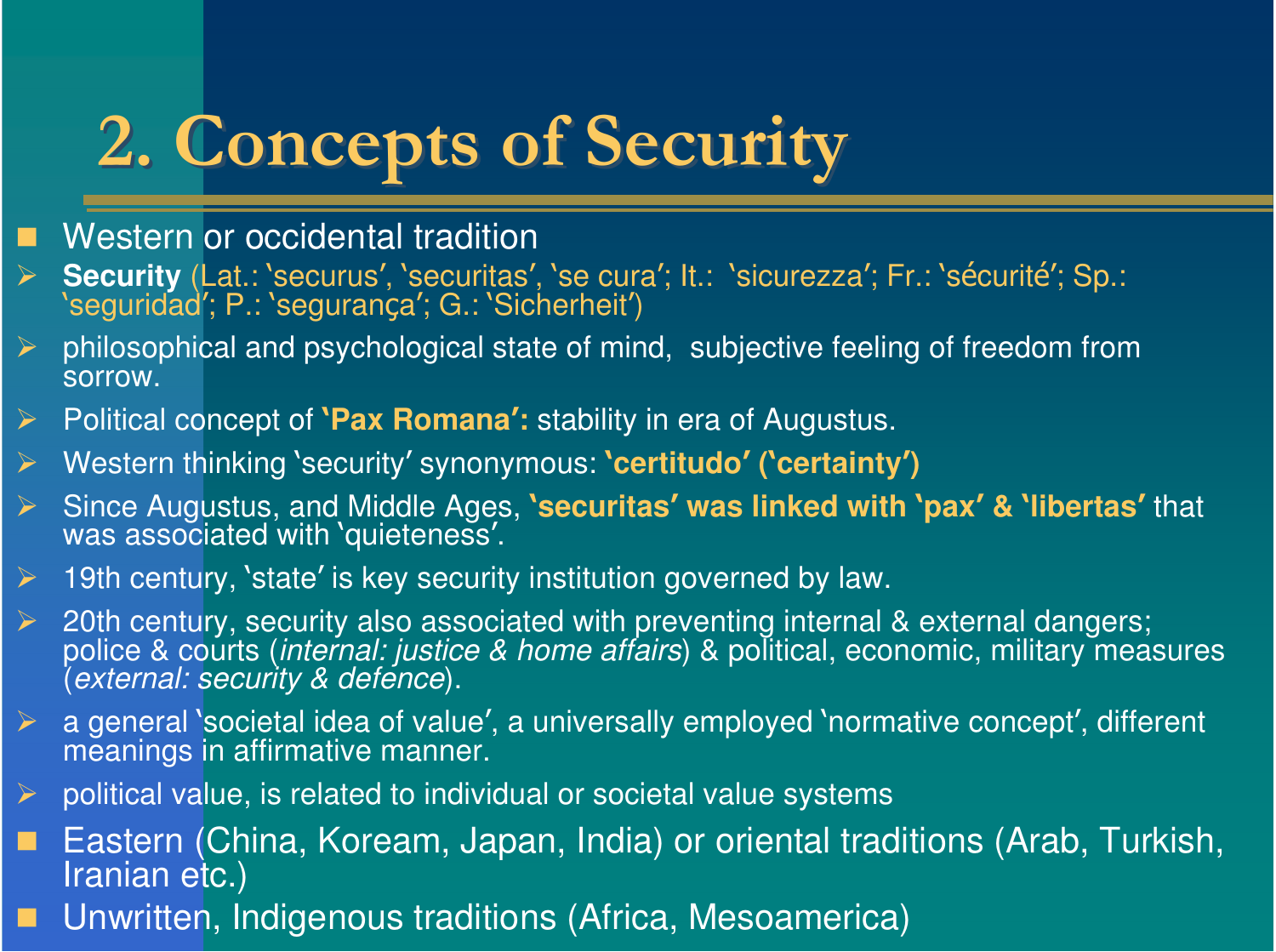# 2. Concepts of Security

- Western or occidental tradition
  - **Security** (Lat.: 'securus', 'securitas', 'se cura'; It.: 'sicurezza'; Fr.: 'sécurité'; Sp.: 'seguridad'; P.: 'segurança'; G.: 'Sicherheit')
  - philosophical and psychological state of mind, subjective feeling of freedom from sorrow.
  - Political concept of **'Pax Romana':** stability in era of Augustus.
  - Western thinking 'security' synonymous: **'certitudo' ('certainty')**
  - Since Augustus, and Middle Ages, **'securitas' was linked with 'pax' & 'libertas'** that was associated with 'quieteness'.
  - 19th century, 'state' is key security institution governed by law.
  - 20th century, security also associated with preventing internal & external dangers; police & courts (*internal: justice & home affairs*) & political, economic, military measures (*external: security & defence*).
  - a general 'societal idea of value', a universally employed 'normative concept', different meanings in affirmative manner.
  - political value, is related to individual or societal value systems
- Eastern (China, Koream, Japan, India) or oriental traditions (Arab, Turkish, Iranian etc.)
- Unwritten, Indigenous traditions (Africa, Mesoamerica)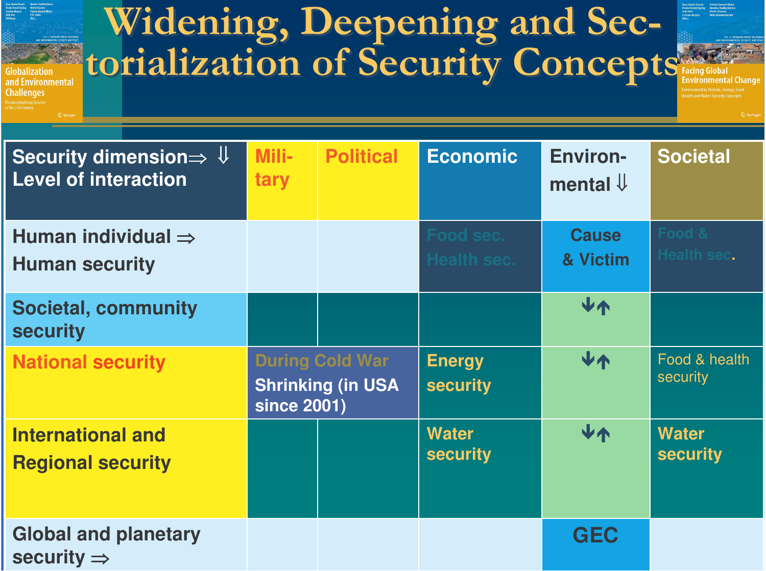# Widening, Deepening and Sectorialization of Security Concepts

| Security dimension ⇒ ⇓ Level of interaction | Military | Political | Economic | Environmental ⇓ | Societal |
|---|---|---|---|---|---|
| Human individual ⇒ Human security | | | Food sec. Health sec. | Cause & Victim | Food & Health sec. |
| Societal, community security | | | | ↓↑ | |
| National security | During Cold War Shrinking (in USA since 2001) | | Energy security | ↓↑ | Food & health security |
| International and Regional security | | | Water security | ↓↑ | Water security |
| Global and planetary security ⇒ | | | | GEC | |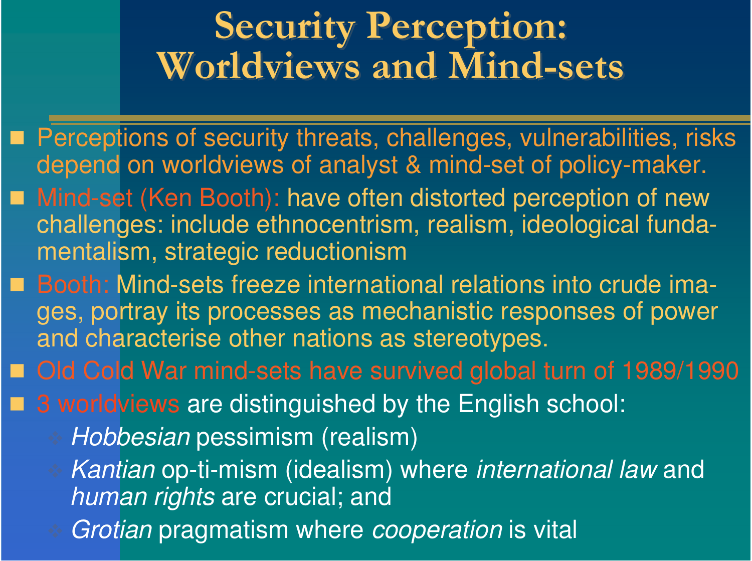# Security Perception: Worldviews and Mind-sets

- Perceptions of security threats, challenges, vulnerabilities, risks depend on worldviews of analyst & mind-set of policy-maker.
- Mind-set (Ken Booth): have often distorted perception of new challenges: include ethnocentrism, realism, ideological fundamentalism, strategic reductionism
- Booth: Mind-sets freeze international relations into crude images, portray its processes as mechanistic responses of power and characterise other nations as stereotypes.
- Old Cold War mind-sets have survived global turn of 1989/1990
- 3 worldviews are distinguished by the English school:
  - *Hobbesian* pessimism (realism)
  - *Kantian* op-ti-mism (idealism) where *international law* and *human rights* are crucial; and
  - *Grotian* pragmatism where *cooperation* is vital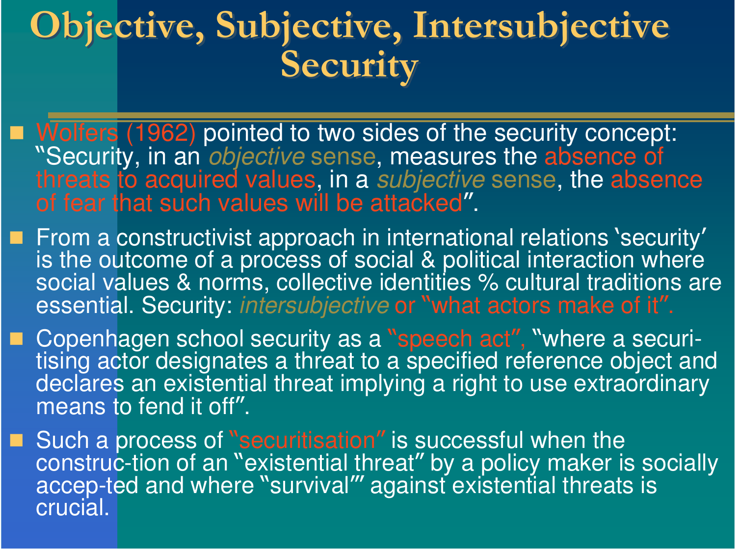# Objective, Subjective, Intersubjective Security

- Wolfers (1962) pointed to two sides of the security concept: "Security, in an *objective* sense, measures the absence of threats to acquired values, in a *subjective* sense, the absence of fear that such values will be attacked".
- From a constructivist approach in international relations 'security' is the outcome of a process of social & political interaction where social values & norms, collective identities % cultural traditions are essential. Security: *intersubjective* or "what actors make of it".
- Copenhagen school security as a "speech act", "where a securi-tising actor designates a threat to a specified reference object and declares an existential threat implying a right to use extraordinary means to fend it off".
- Such a process of "securitisation" is successful when the construc-tion of an "existential threat" by a policy maker is socially accep-ted and where "survival"' against existential threats is crucial.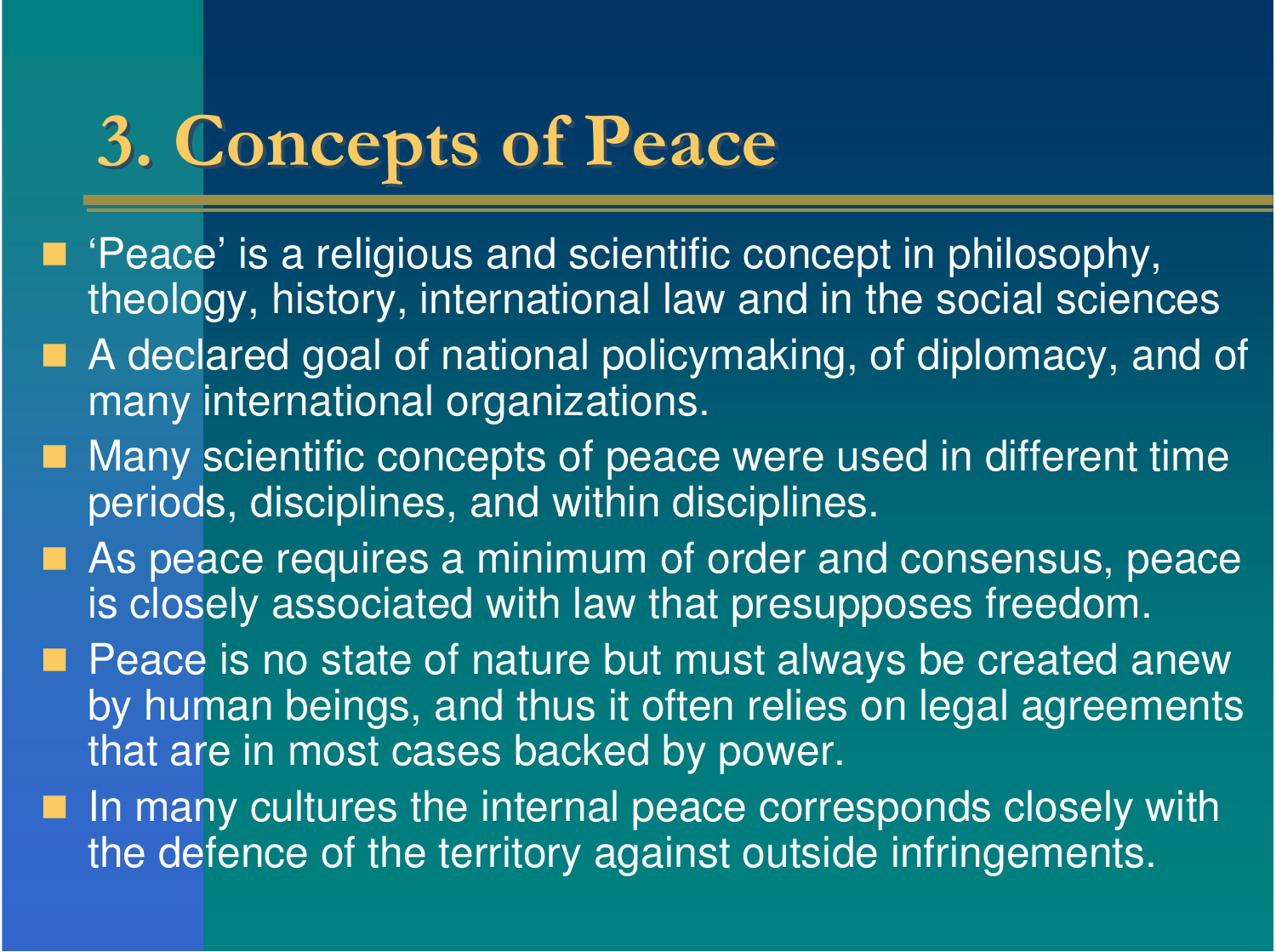# 3. Concepts of Peace

- ‘Peace’ is a religious and scientific concept in philosophy, theology, history, international law and in the social sciences
- A declared goal of national policymaking, of diplomacy, and of many international organizations.
- Many scientific concepts of peace were used in different time periods, disciplines, and within disciplines.
- As peace requires a minimum of order and consensus, peace is closely associated with law that presupposes freedom.
- Peace is no state of nature but must always be created anew by human beings, and thus it often relies on legal agreements that are in most cases backed by power.
- In many cultures the internal peace corresponds closely with the defence of the territory against outside infringements.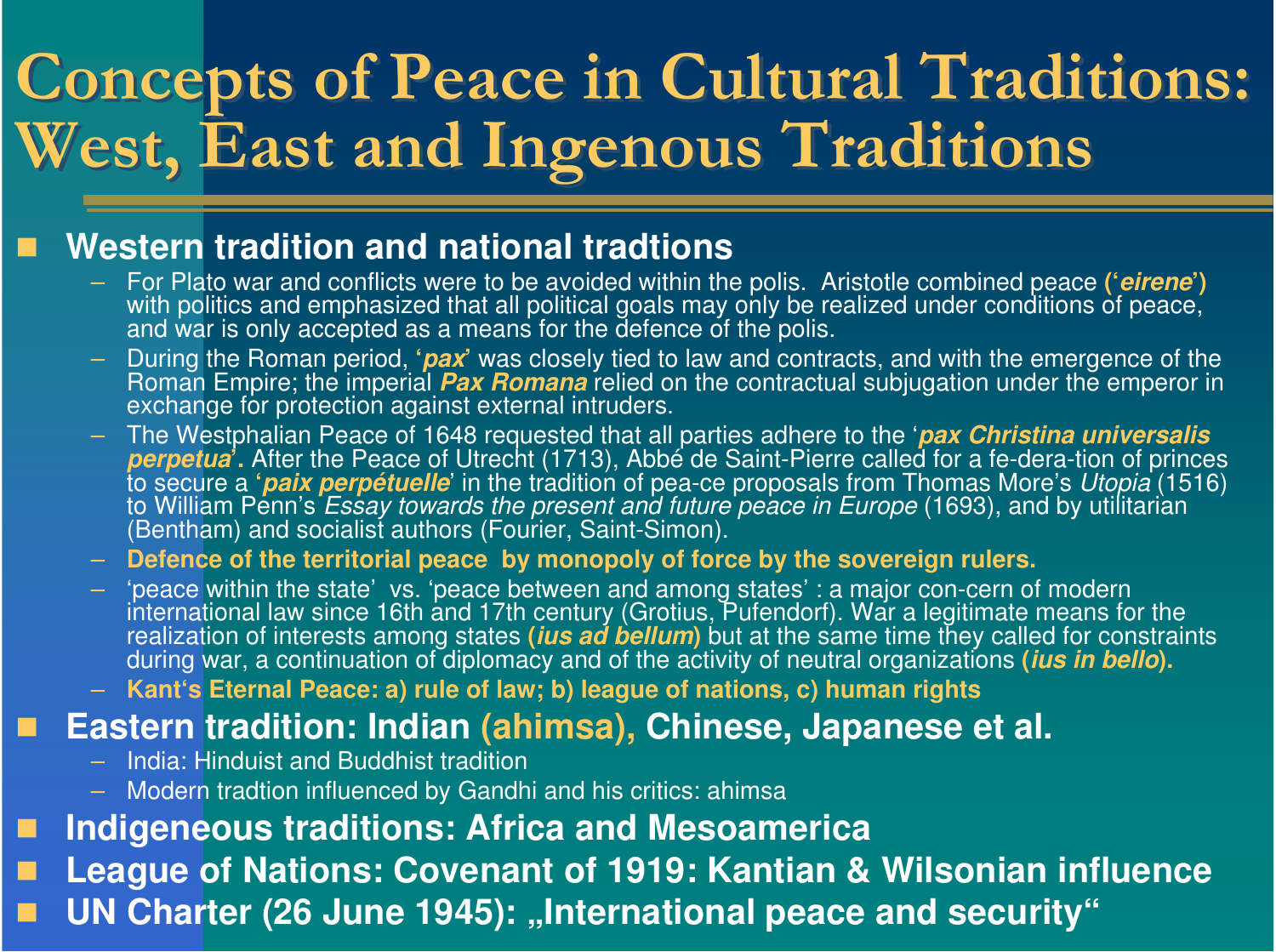# Concepts of Peace in Cultural Traditions: West, East and Ingenous Traditions

- **Western tradition and national tradtions**
  - For Plato war and conflicts were to be avoided within the polis. Aristotle combined peace **(‘*eirene*’)** with politics and emphasized that all political goals may only be realized under conditions of peace, and war is only accepted as a means for the defence of the polis.
  - During the Roman period, **‘*pax*’** was closely tied to law and contracts, and with the emergence of the Roman Empire; the imperial ***Pax Romana*** relied on the contractual subjugation under the emperor in exchange for protection against external intruders.
  - The Westphalian Peace of 1648 requested that all parties adhere to the ‘***pax Christina universalis perpetua*’.** After the Peace of Utrecht (1713), Abbé de Saint-Pierre called for a fe-dera-tion of princes to secure a **‘*paix perpétuelle*’** in the tradition of pea-ce proposals from Thomas More’s *Utopia* (1516) to William Penn’s *Essay towards the present and future peace in Europe* (1693), and by utilitarian (Bentham) and socialist authors (Fourier, Saint-Simon).
  - **Defence of the territorial peace by monopoly of force by the sovereign rulers.**
  - ‘peace within the state’ vs. ‘peace between and among states’ : a major con-cern of modern international law since 16th and 17th century (Grotius, Pufendorf). War a legitimate means for the realization of interests among states **(*ius ad bellum*)** but at the same time they called for constraints during war, a continuation of diplomacy and of the activity of neutral organizations **(*ius in bello*).**
  - **Kant‘s Eternal Peace: a) rule of law; b) league of nations, c) human rights**
- **Eastern tradition: Indian (ahimsa), Chinese, Japanese et al.**
  - India: Hinduist and Buddhist tradition
  - Modern tradtion influenced by Gandhi and his critics: ahimsa
- **Indigeneous traditions: Africa and Mesoamerica**
- **League of Nations: Covenant of 1919: Kantian & Wilsonian influence**
- **UN Charter (26 June 1945): „International peace and security“**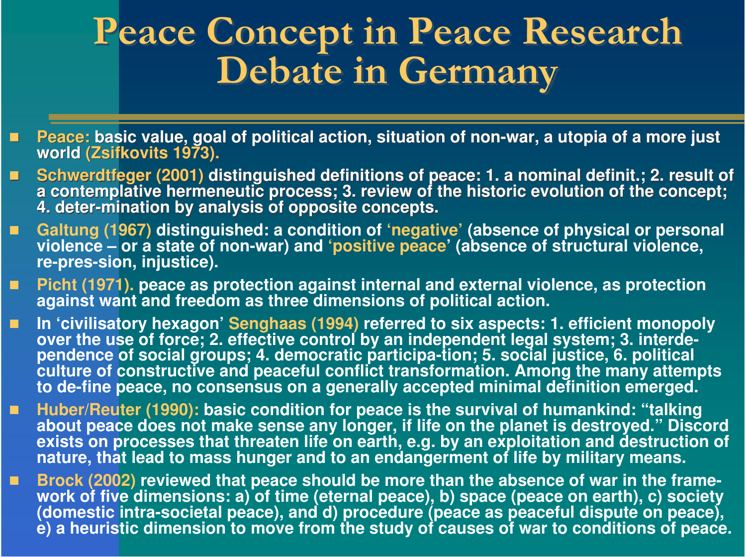# Peace Concept in Peace Research Debate in Germany

- **Peace:** basic value, goal of political action, situation of non-war, a utopia of a more just world **(Zsifkovits 1973).**
- **Schwerdtfeger (2001)** distinguished definitions of peace: 1. a nominal definit.; 2. result of a contemplative hermeneutic process; 3. review of the historic evolution of the concept; 4. deter-mination by analysis of opposite concepts.
- **Galtung (1967)** distinguished: a condition of 'negative' (absence of physical or personal violence – or a state of non-war) and 'positive peace' (absence of structural violence, re-pres-sion, injustice).
- **Picht (1971).** peace as protection against internal and external violence, as protection against want and freedom as three dimensions of political action.
- In 'civilisatory hexagon' **Senghaas (1994)** referred to six aspects: 1. efficient monopoly over the use of force; 2. effective control by an independent legal system; 3. interde-pendence of social groups; 4. democratic participa-tion; 5. social justice, 6. political culture of constructive and peaceful conflict transformation. Among the many attempts to de-fine peace, no consensus on a generally accepted minimal definition emerged.
- **Huber/Reuter (1990):** basic condition for peace is the survival of humankind: "talking about peace does not make sense any longer, if life on the planet is destroyed." Discord exists on processes that threaten life on earth, e.g. by an exploitation and destruction of nature, that lead to mass hunger and to an endangerment of life by military means.
- **Brock (2002)** reviewed that peace should be more than the absence of war in the frame-work of five dimensions: a) of time (eternal peace), b) space (peace on earth), c) society (domestic intra-societal peace), and d) procedure (peace as peaceful dispute on peace), e) a heuristic dimension to move from the study of causes of war to conditions of peace.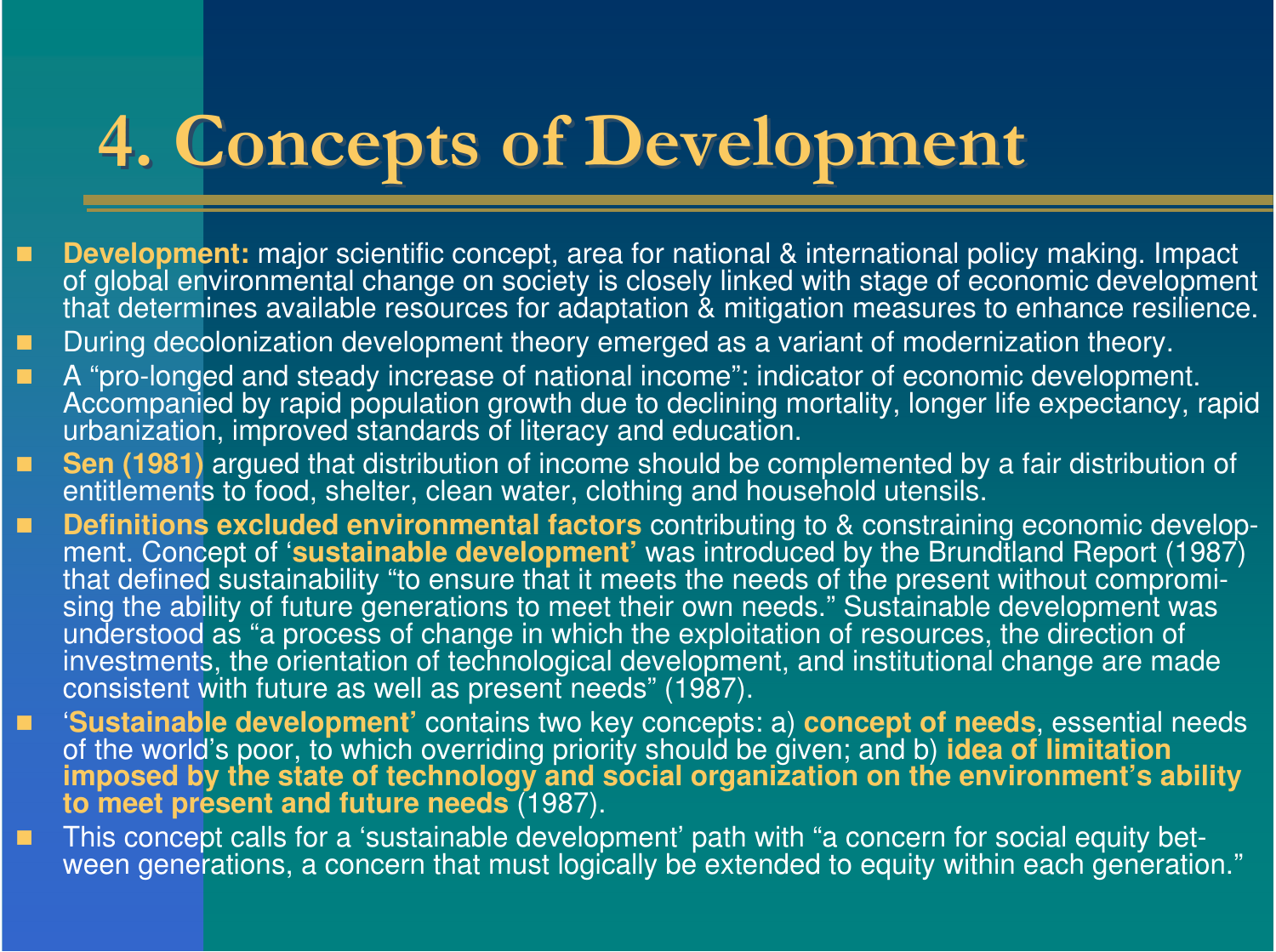# 4. Concepts of Development

- **Development:** major scientific concept, area for national & international policy making. Impact of global environmental change on society is closely linked with stage of economic development that determines available resources for adaptation & mitigation measures to enhance resilience.
- During decolonization development theory emerged as a variant of modernization theory.
- A "pro-longed and steady increase of national income": indicator of economic development. Accompanied by rapid population growth due to declining mortality, longer life expectancy, rapid urbanization, improved standards of literacy and education.
- **Sen (1981)** argued that distribution of income should be complemented by a fair distribution of entitlements to food, shelter, clean water, clothing and household utensils.
- **Definitions excluded environmental factors** contributing to & constraining economic development. Concept of '**sustainable development**' was introduced by the Brundtland Report (1987) that defined sustainability "to ensure that it meets the needs of the present without compromising the ability of future generations to meet their own needs." Sustainable development was understood as "a process of change in which the exploitation of resources, the direction of investments, the orientation of technological development, and institutional change are made consistent with future as well as present needs" (1987).
- '**Sustainable development**' contains two key concepts: a) **concept of needs**, essential needs of the world's poor, to which overriding priority should be given; and b) **idea of limitation imposed by the state of technology and social organization on the environment's ability to meet present and future needs** (1987).
- This concept calls for a 'sustainable development' path with "a concern for social equity between generations, a concern that must logically be extended to equity within each generation."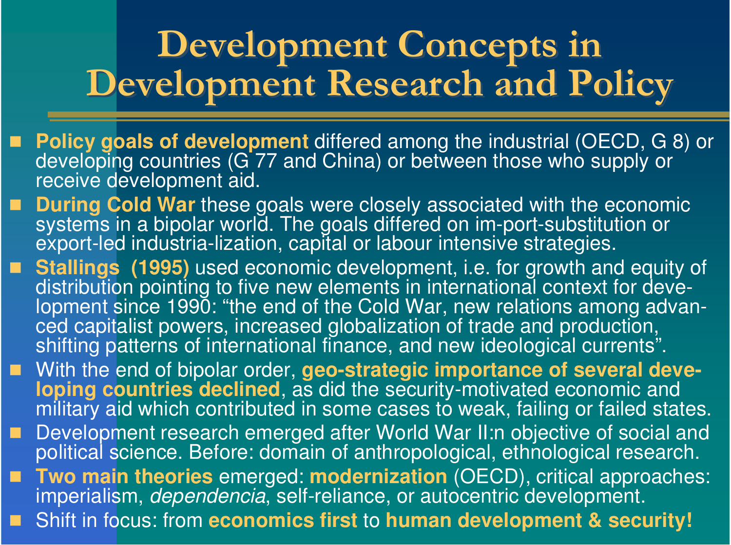# Development Concepts in Development Research and Policy

- **Policy goals of development** differed among the industrial (OECD, G 8) or developing countries (G 77 and China) or between those who supply or receive development aid.
- **During Cold War** these goals were closely associated with the economic systems in a bipolar world. The goals differed on im-port-substitution or export-led industria-lization, capital or labour intensive strategies.
- **Stallings (1995)** used economic development, i.e. for growth and equity of distribution pointing to five new elements in international context for development since 1990: "the end of the Cold War, new relations among advanced capitalist powers, increased globalization of trade and production, shifting patterns of international finance, and new ideological currents".
- With the end of bipolar order, **geo-strategic importance of several developing countries declined**, as did the security-motivated economic and military aid which contributed in some cases to weak, failing or failed states.
- Development research emerged after World War II:n objective of social and political science. Before: domain of anthropological, ethnological research.
- **Two main theories** emerged: **modernization** (OECD), critical approaches: imperialism, *dependencia*, self-reliance, or autocentric development.
- Shift in focus: from **economics first** to **human development & security!**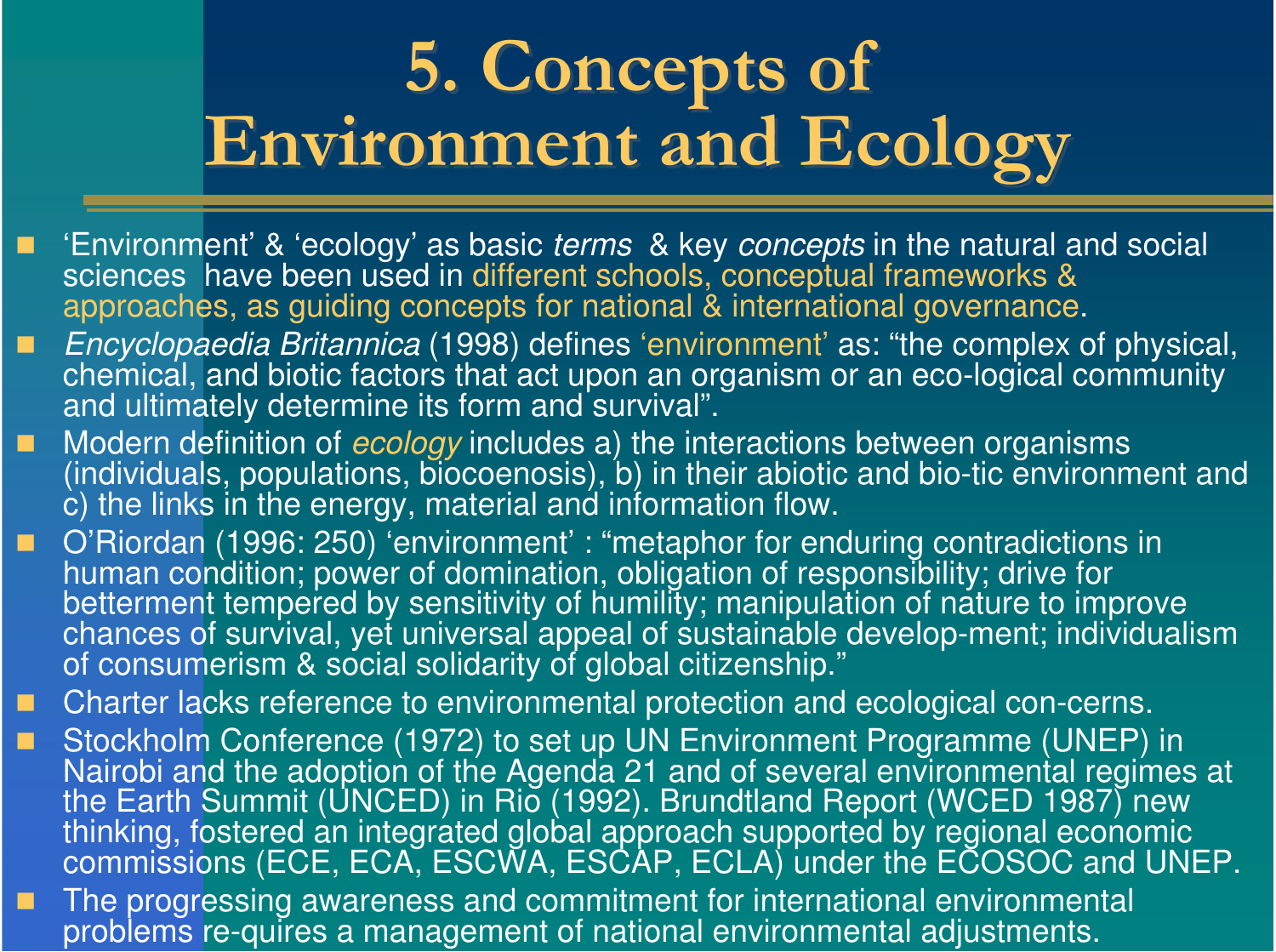# 5. Concepts of Environment and Ecology

- ‘Environment’ & ‘ecology’ as basic *terms* & key *concepts* in the natural and social sciences have been used in different schools, conceptual frameworks & approaches, as guiding concepts for national & international governance.
- *Encyclopaedia Britannica* (1998) defines ‘environment’ as: “the complex of physical, chemical, and biotic factors that act upon an organism or an eco-logical community and ultimately determine its form and survival”.
- Modern definition of *ecology* includes a) the interactions between organisms (individuals, populations, biocoenosis), b) in their abiotic and bio-tic environment and c) the links in the energy, material and information flow.
- O’Riordan (1996: 250) ‘environment’ : “metaphor for enduring contradictions in human condition; power of domination, obligation of responsibility; drive for betterment tempered by sensitivity of humility; manipulation of nature to improve chances of survival, yet universal appeal of sustainable develop-ment; individualism of consumerism & social solidarity of global citizenship.”
- Charter lacks reference to environmental protection and ecological con-cerns.
- Stockholm Conference (1972) to set up UN Environment Programme (UNEP) in Nairobi and the adoption of the Agenda 21 and of several environmental regimes at the Earth Summit (UNCED) in Rio (1992). Brundtland Report (WCED 1987) new thinking, fostered an integrated global approach supported by regional economic commissions (ECE, ECA, ESCWA, ESCAP, ECLA) under the ECOSOC and UNEP.
- The progressing awareness and commitment for international environmental problems re-quires a management of national environmental adjustments.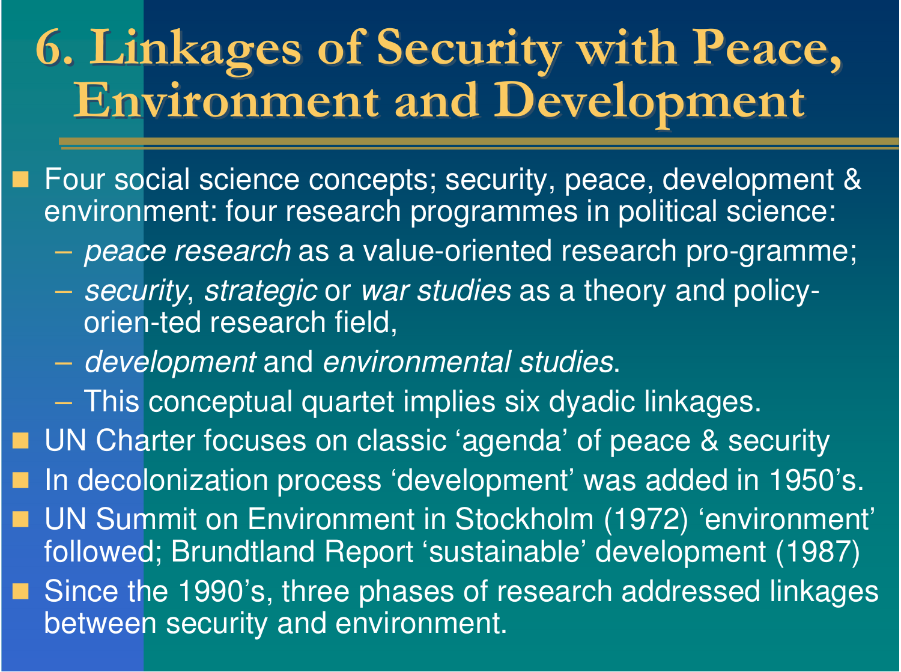# 6. Linkages of Security with Peace, Environment and Development

- Four social science concepts; security, peace, development & environment: four research programmes in political science:
  - *peace research* as a value-oriented research pro-gramme;
  - *security*, *strategic* or *war studies* as a theory and policy-orien-ted research field,
  - *development* and *environmental studies*.
  - This conceptual quartet implies six dyadic linkages.
- UN Charter focuses on classic 'agenda' of peace & security
- In decolonization process 'development' was added in 1950's.
- UN Summit on Environment in Stockholm (1972) 'environment' followed; Brundtland Report 'sustainable' development (1987)
- Since the 1990's, three phases of research addressed linkages between security and environment.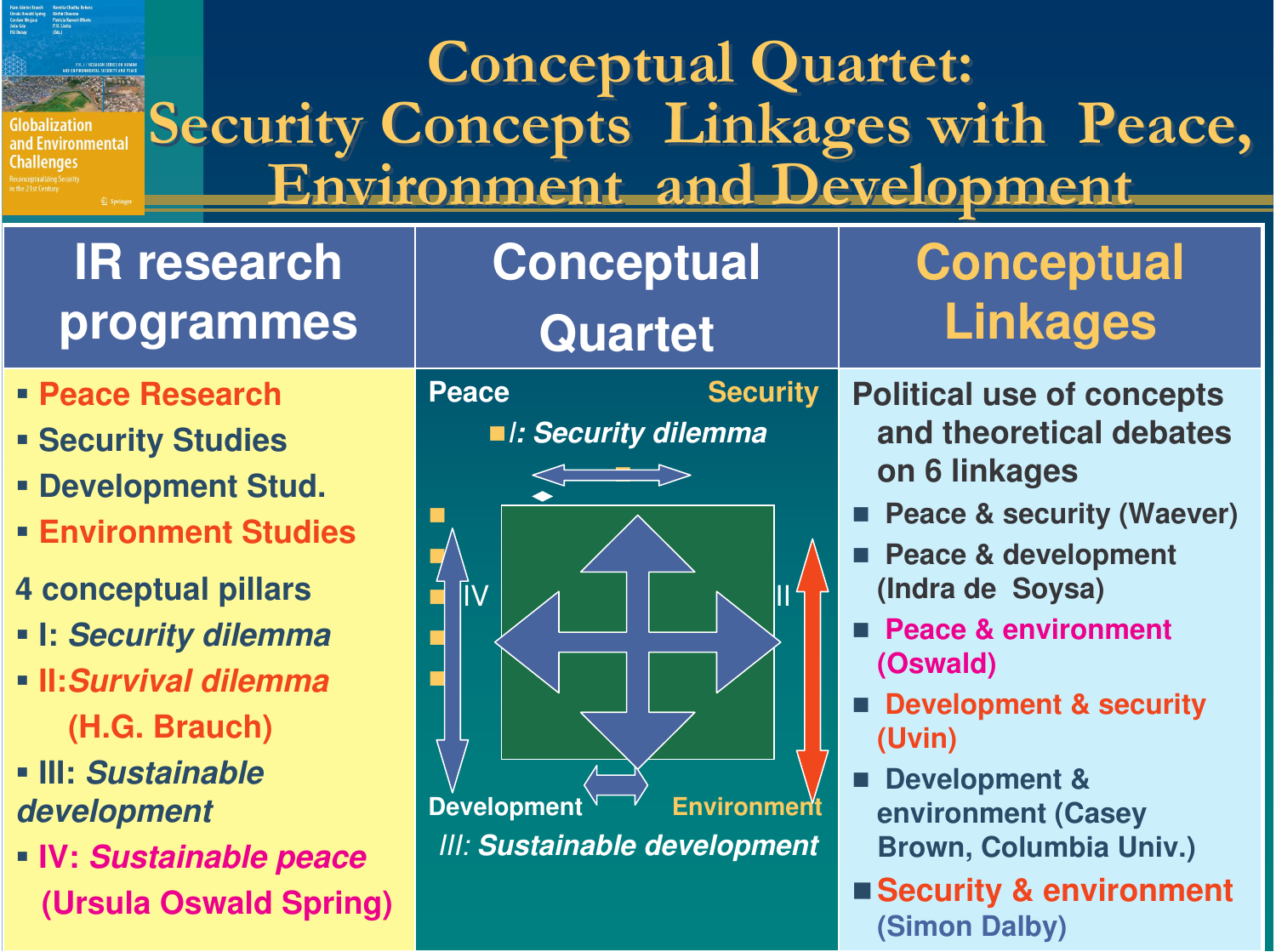# Conceptual Quartet: Security Concepts Linkages with Peace, Environment and Development

| IR research programmes | Conceptual Quartet | Conceptual Linkages |
| --- | --- | --- |
| ▪ Peace Research<br>▪ Security Studies<br>▪ Development Stud.<br>▪ Environment Studies<br><br>4 conceptual pillars<br>▪ I: *Security dilemma*<br>▪ II: *Survival dilemma* (H.G. Brauch)<br>▪ III: *Sustainable development*<br>▪ IV: *Sustainable peace* (Ursula Oswald Spring) | Peace — Security<br>*I: Security dilemma*<br>IV — II<br>Development — Environment<br>*III: Sustainable development* | Political use of concepts and theoretical debates on 6 linkages<br>▪ Peace & security (Waever)<br>▪ Peace & development (Indra de Soysa)<br>▪ Peace & environment (Oswald)<br>▪ Development & security (Uvin)<br>▪ Development & environment (Casey Brown, Columbia Univ.)<br>▪ Security & environment (Simon Dalby) |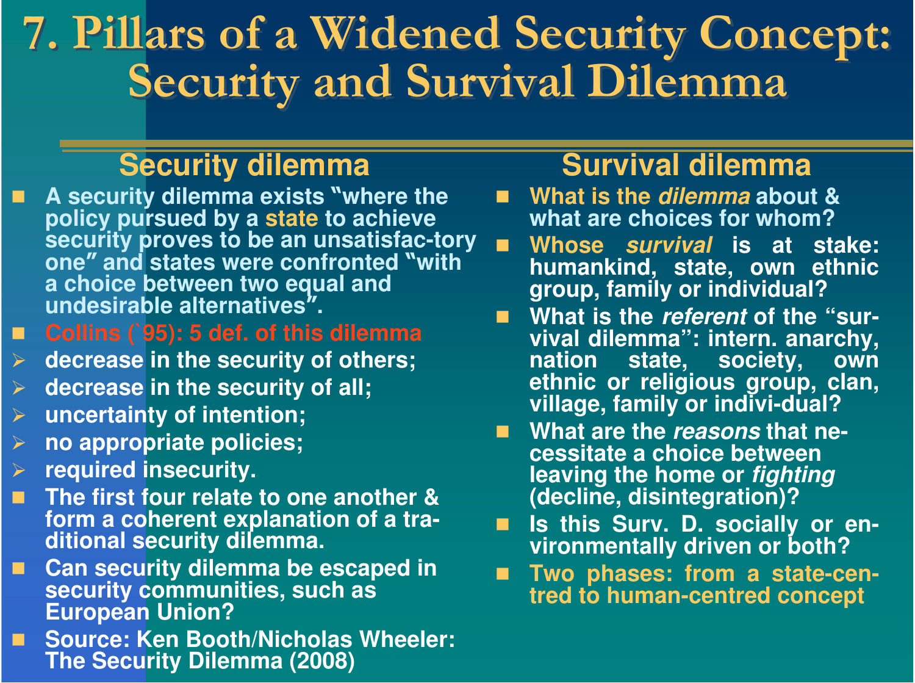# 7. Pillars of a Widened Security Concept: Security and Survival Dilemma

## Security dilemma

- A security dilemma exists "where the policy pursued by a state to achieve security proves to be an unsatisfac-tory one" and states were confronted "with a choice between two equal and undesirable alternatives".
- Collins (`95): 5 def. of this dilemma
  - decrease in the security of others;
  - decrease in the security of all;
  - uncertainty of intention;
  - no appropriate policies;
  - required insecurity.
- The first four relate to one another & form a coherent explanation of a tra-ditional security dilemma.
- Can security dilemma be escaped in security communities, such as European Union?
- Source: Ken Booth/Nicholas Wheeler: The Security Dilemma (2008)

## Survival dilemma

- What is the *dilemma* about & what are choices for whom?
- Whose *survival* is at stake: humankind, state, own ethnic group, family or individual?
- What is the *referent* of the "sur-vival dilemma": intern. anarchy, nation state, society, own ethnic or religious group, clan, village, family or indivi-dual?
- What are the *reasons* that ne-cessitate a choice between leaving the home or *fighting* (decline, disintegration)?
- Is this Surv. D. socially or en-vironmentally driven or both?
- Two phases: from a state-cen-tred to human-centred concept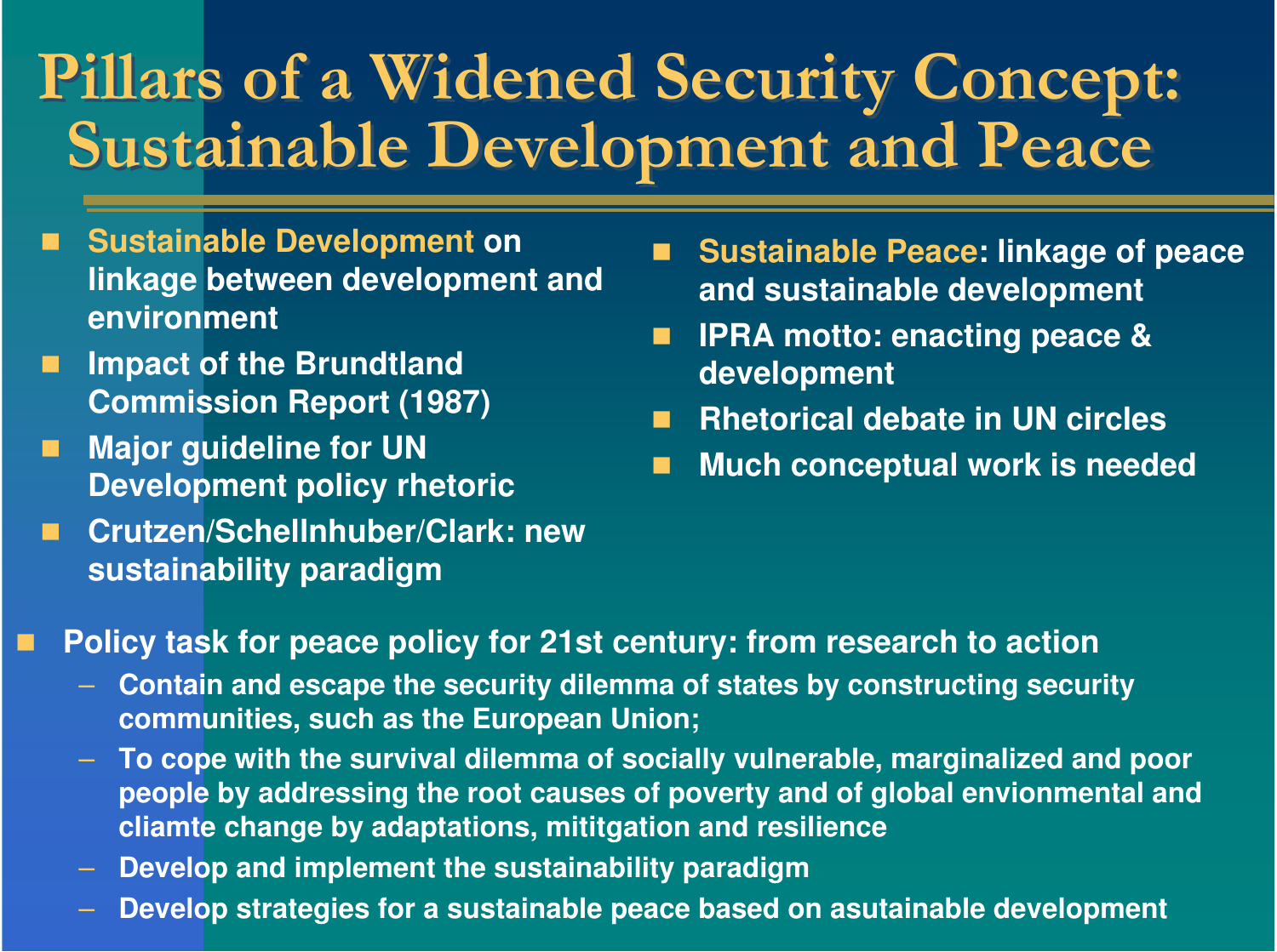# Pillars of a Widened Security Concept: Sustainable Development and Peace

- **Sustainable Development** on linkage between development and environment
- Impact of the Brundtland Commission Report (1987)
- Major guideline for UN Development policy rhetoric
- Crutzen/Schellnhuber/Clark: new sustainability paradigm

- **Sustainable Peace**: linkage of peace and sustainable development
- IPRA motto: enacting peace & development
- Rhetorical debate in UN circles
- Much conceptual work is needed

- Policy task for peace policy for 21st century: from research to action
  - Contain and escape the security dilemma of states by constructing security communities, such as the European Union;
  - To cope with the survival dilemma of socially vulnerable, marginalized and poor people by addressing the root causes of poverty and of global envionmental and cliamte change by adaptations, mititgation and resilience
  - Develop and implement the sustainability paradigm
  - Develop strategies for a sustainable peace based on asutainable development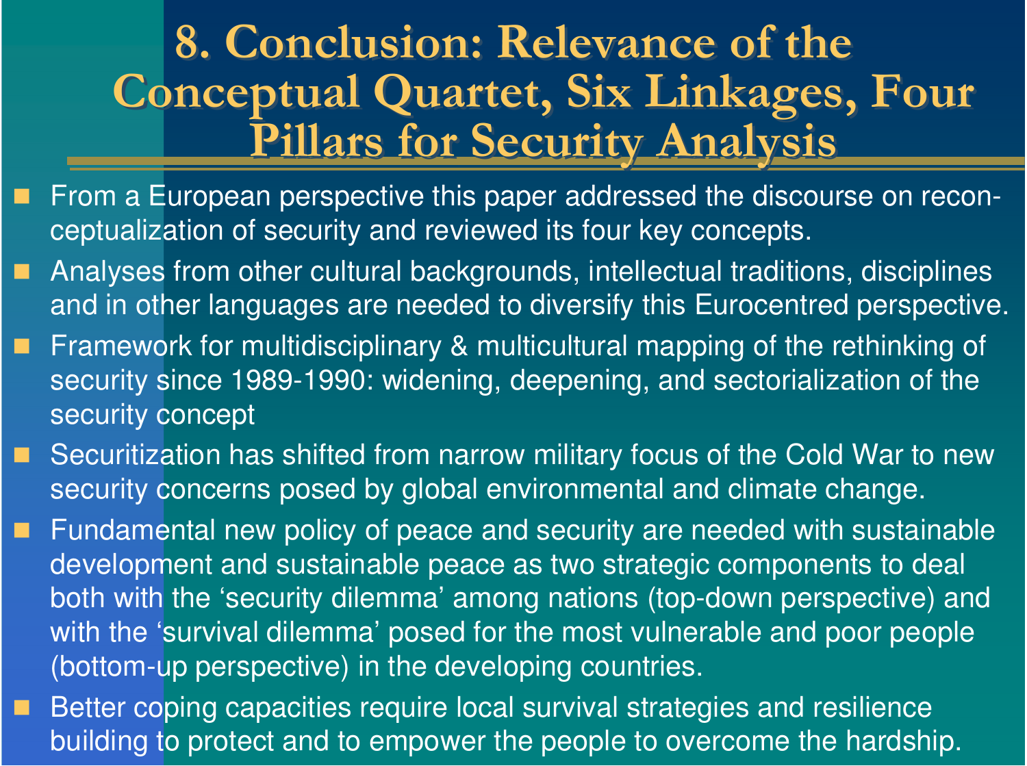# 8. Conclusion: Relevance of the Conceptual Quartet, Six Linkages, Four Pillars for Security Analysis

- From a European perspective this paper addressed the discourse on reconceptualization of security and reviewed its four key concepts.
- Analyses from other cultural backgrounds, intellectual traditions, disciplines and in other languages are needed to diversify this Eurocentred perspective.
- Framework for multidisciplinary & multicultural mapping of the rethinking of security since 1989-1990: widening, deepening, and sectorialization of the security concept
- Securitization has shifted from narrow military focus of the Cold War to new security concerns posed by global environmental and climate change.
- Fundamental new policy of peace and security are needed with sustainable development and sustainable peace as two strategic components to deal both with the 'security dilemma' among nations (top-down perspective) and with the 'survival dilemma' posed for the most vulnerable and poor people (bottom-up perspective) in the developing countries.
- Better coping capacities require local survival strategies and resilience building to protect and to empower the people to overcome the hardship.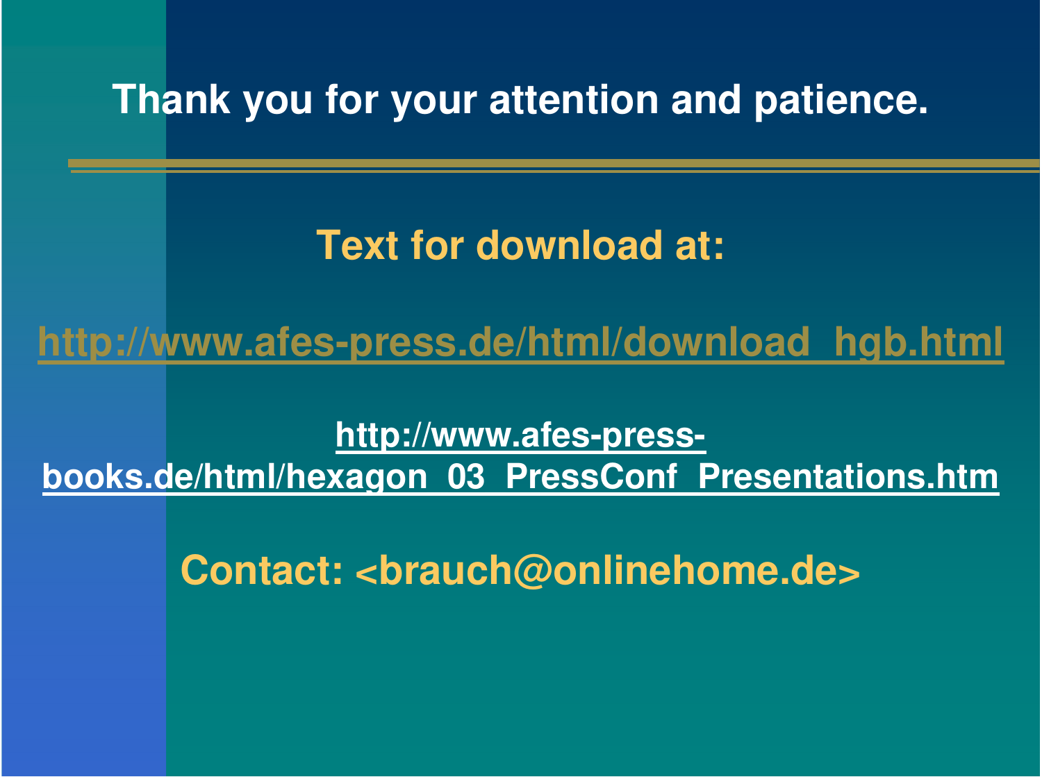**Thank you for your attention and patience.**

---

**Text for download at:**

**http://www.afes-press.de/html/download_hgb.html**

**http://www.afes-press-books.de/html/hexagon_03_PressConf_Presentations.htm**

**Contact: <brauch@onlinehome.de>**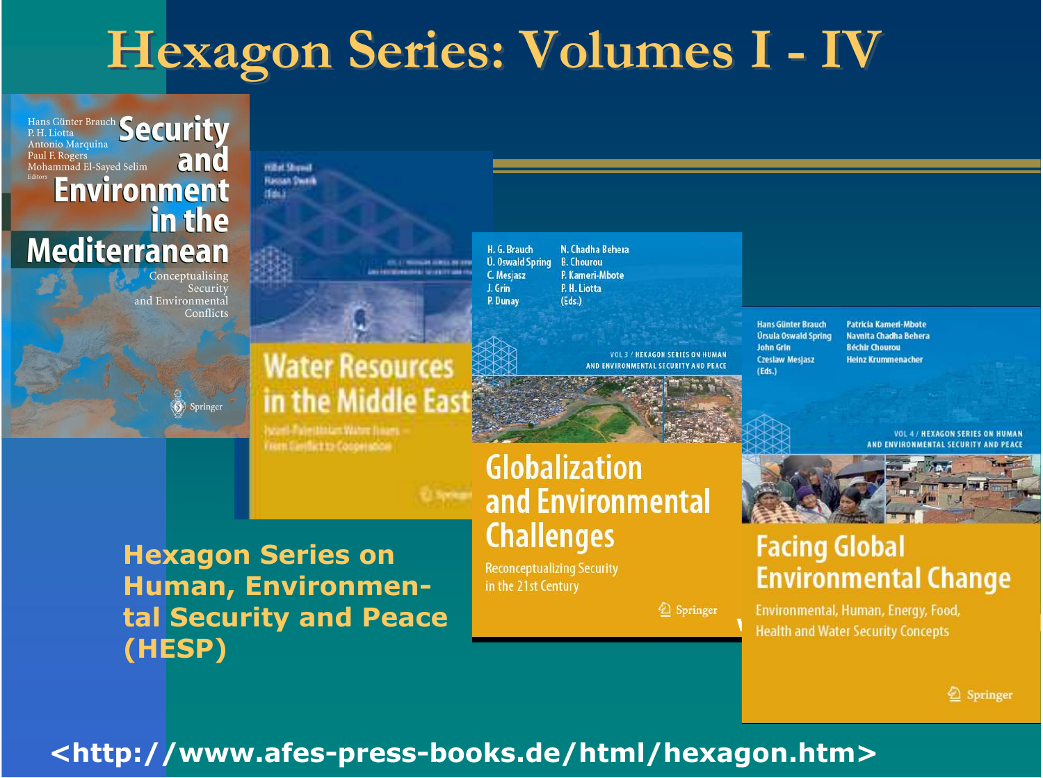# Hexagon Series: Volumes I - IV

Hans Günter Brauch
P. H. Liotta
Antonio Marquina
Paul F. Rogers
Mohammad El-Sayed Selim
Editors

**Security and Environment in the Mediterranean**

Conceptualising Security and Environmental Conflicts

Springer

Hillel Shuval
Hassan Dweik
(Eds.)

**Water Resources in the Middle East**

Israeli-Palestinian Water Issues – From Conflict to Cooperation

Springer

H. G. Brauch
Ú. Oswald Spring
C. Mesjasz
J. Grin
P. Dunay
N. Chadha Behera
B. Chourou
P. Kameri-Mbote
P. H. Liotta
(Eds.)

VOL 3 / HEXAGON SERIES ON HUMAN AND ENVIRONMENTAL SECURITY AND PEACE

**Globalization and Environmental Challenges**

Reconceptualizing Security in the 21st Century

Springer

Hans Günter Brauch
Úrsula Oswald Spring
John Grin
Czeslaw Mesjasz
(Eds.)
Patricia Kameri-Mbote
Navnita Chadha Behera
Béchir Chourou
Heinz Krummenacher

VOL 4 / HEXAGON SERIES ON HUMAN AND ENVIRONMENTAL SECURITY AND PEACE

**Facing Global Environmental Change**

Environmental, Human, Energy, Food, Health and Water Security Concepts

Springer

**Hexagon Series on Human, Environmental Security and Peace (HESP)**

**<http://www.afes-press-books.de/html/hexagon.htm>**